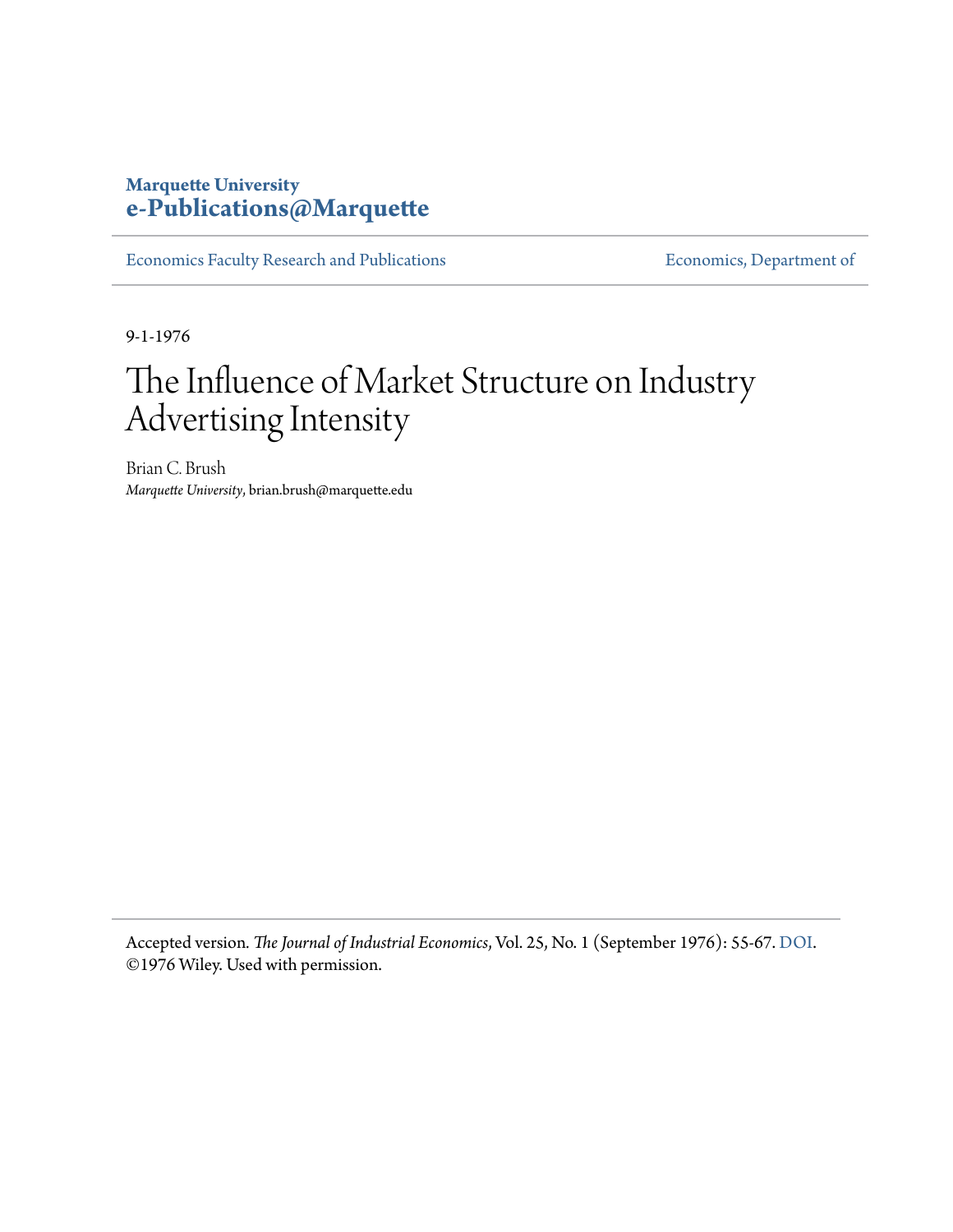**Marquette University**
**e-Publications@Marquette**

Economics Faculty Research and Publications | Economics, Department of

---

9-1-1976

# The Influence of Market Structure on Industry Advertising Intensity

Brian C. Brush
*Marquette University*, brian.brush@marquette.edu

---

Accepted version. *The Journal of Industrial Economics*, Vol. 25, No. 1 (September 1976): 55-67. DOI. ©1976 Wiley. Used with permission.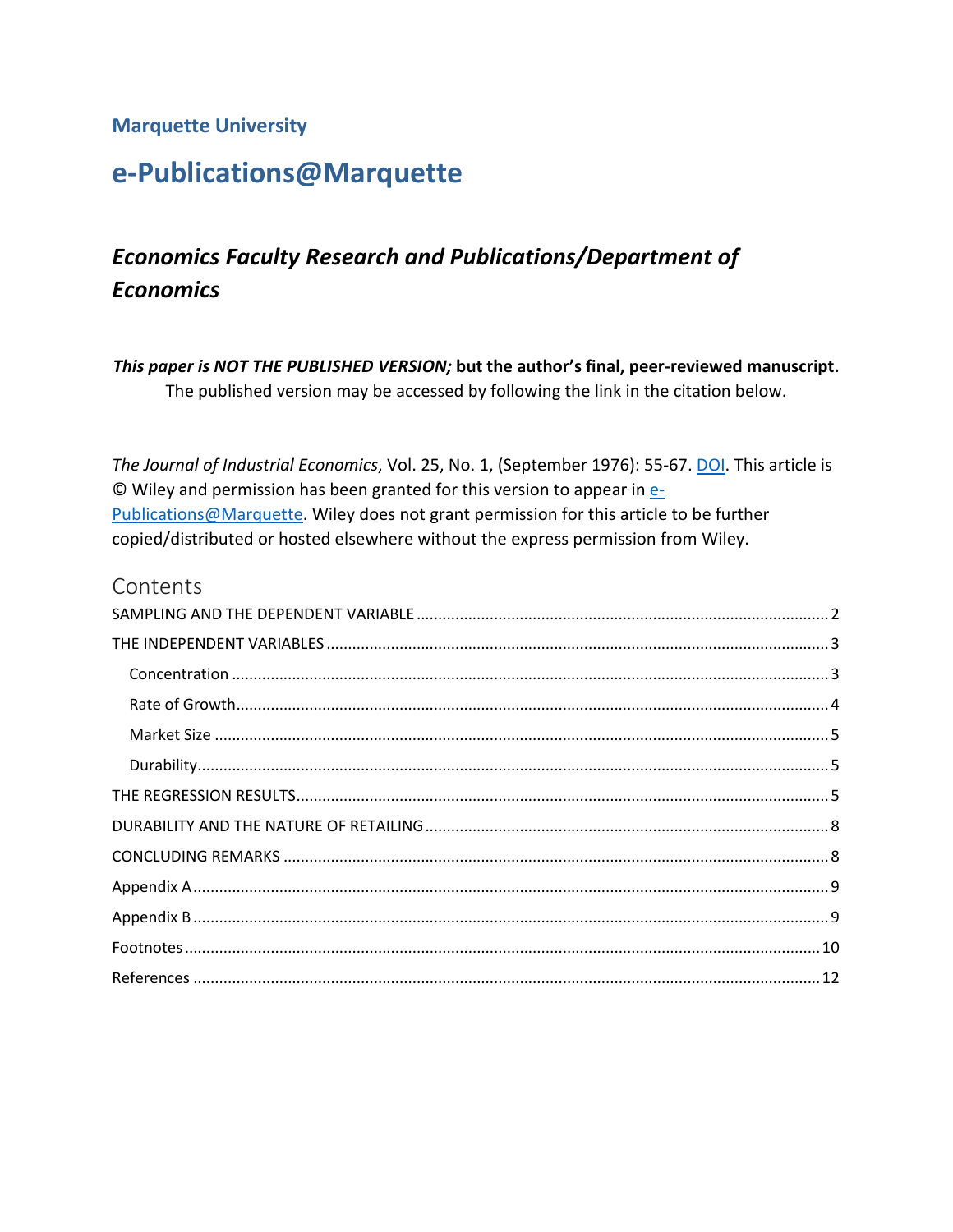Marquette University

# e-Publications@Marquette

## *Economics Faculty Research and Publications/Department of Economics*

***This paper is NOT THE PUBLISHED VERSION;* but the author's final, peer-reviewed manuscript.** The published version may be accessed by following the link in the citation below.

*The Journal of Industrial Economics*, Vol. 25, No. 1, (September 1976): 55-67. DOI. This article is © Wiley and permission has been granted for this version to appear in e-Publications@Marquette. Wiley does not grant permission for this article to be further copied/distributed or hosted elsewhere without the express permission from Wiley.

## Contents

- SAMPLING AND THE DEPENDENT VARIABLE ..... 2
- THE INDEPENDENT VARIABLES ..... 3
  - Concentration ..... 3
  - Rate of Growth ..... 4
  - Market Size ..... 5
  - Durability ..... 5
- THE REGRESSION RESULTS ..... 5
- DURABILITY AND THE NATURE OF RETAILING ..... 8
- CONCLUDING REMARKS ..... 8
- Appendix A ..... 9
- Appendix B ..... 9
- Footnotes ..... 10
- References ..... 12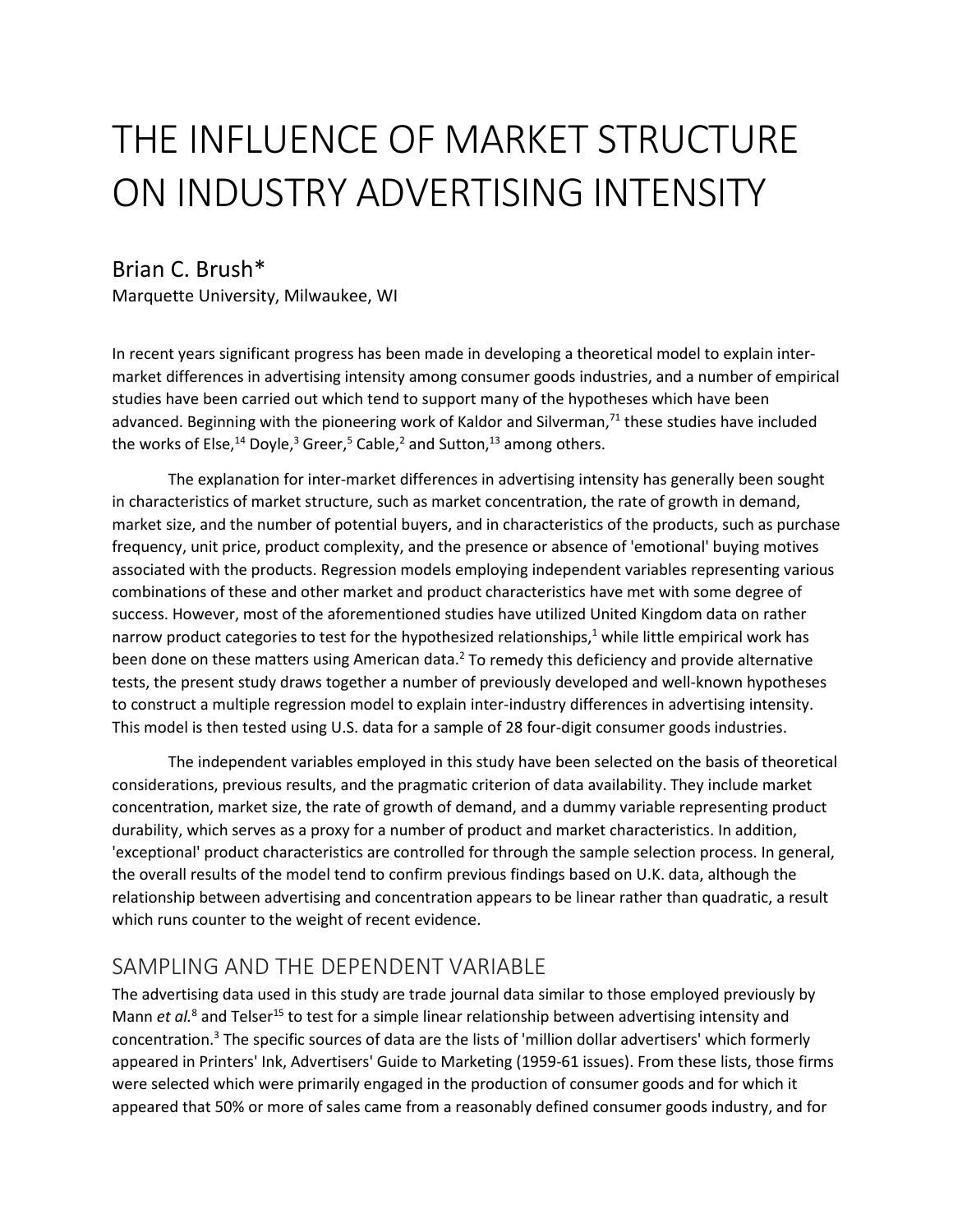# THE INFLUENCE OF MARKET STRUCTURE ON INDUSTRY ADVERTISING INTENSITY

## Brian C. Brush*

Marquette University, Milwaukee, WI

In recent years significant progress has been made in developing a theoretical model to explain inter-market differences in advertising intensity among consumer goods industries, and a number of empirical studies have been carried out which tend to support many of the hypotheses which have been advanced. Beginning with the pioneering work of Kaldor and Silverman,[71] these studies have included the works of Else,[14] Doyle,[3] Greer,[5] Cable,[2] and Sutton,[13] among others.

The explanation for inter-market differences in advertising intensity has generally been sought in characteristics of market structure, such as market concentration, the rate of growth in demand, market size, and the number of potential buyers, and in characteristics of the products, such as purchase frequency, unit price, product complexity, and the presence or absence of 'emotional' buying motives associated with the products. Regression models employing independent variables representing various combinations of these and other market and product characteristics have met with some degree of success. However, most of the aforementioned studies have utilized United Kingdom data on rather narrow product categories to test for the hypothesized relationships,[1] while little empirical work has been done on these matters using American data.[2] To remedy this deficiency and provide alternative tests, the present study draws together a number of previously developed and well-known hypotheses to construct a multiple regression model to explain inter-industry differences in advertising intensity. This model is then tested using U.S. data for a sample of 28 four-digit consumer goods industries.

The independent variables employed in this study have been selected on the basis of theoretical considerations, previous results, and the pragmatic criterion of data availability. They include market concentration, market size, the rate of growth of demand, and a dummy variable representing product durability, which serves as a proxy for a number of product and market characteristics. In addition, 'exceptional' product characteristics are controlled for through the sample selection process. In general, the overall results of the model tend to confirm previous findings based on U.K. data, although the relationship between advertising and concentration appears to be linear rather than quadratic, a result which runs counter to the weight of recent evidence.

## SAMPLING AND THE DEPENDENT VARIABLE

The advertising data used in this study are trade journal data similar to those employed previously by Mann *et al.*[8] and Telser[15] to test for a simple linear relationship between advertising intensity and concentration.[3] The specific sources of data are the lists of 'million dollar advertisers' which formerly appeared in Printers' Ink, Advertisers' Guide to Marketing (1959-61 issues). From these lists, those firms were selected which were primarily engaged in the production of consumer goods and for which it appeared that 50% or more of sales came from a reasonably defined consumer goods industry, and for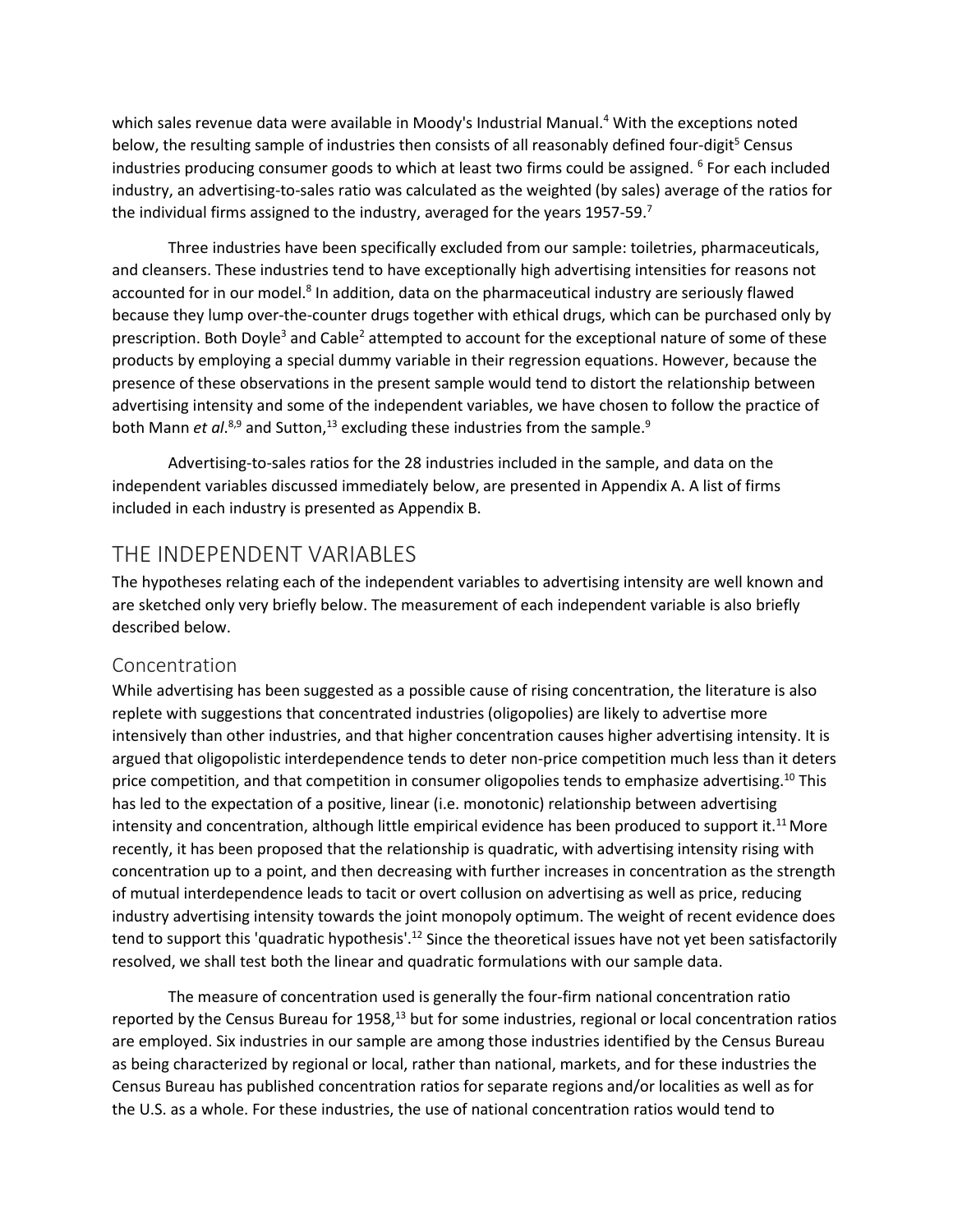which sales revenue data were available in Moody's Industrial Manual.[4] With the exceptions noted below, the resulting sample of industries then consists of all reasonably defined four-digit[5] Census industries producing consumer goods to which at least two firms could be assigned. [6] For each included industry, an advertising-to-sales ratio was calculated as the weighted (by sales) average of the ratios for the individual firms assigned to the industry, averaged for the years 1957-59.[7]

Three industries have been specifically excluded from our sample: toiletries, pharmaceuticals, and cleansers. These industries tend to have exceptionally high advertising intensities for reasons not accounted for in our model.[8] In addition, data on the pharmaceutical industry are seriously flawed because they lump over-the-counter drugs together with ethical drugs, which can be purchased only by prescription. Both Doyle[3] and Cable[2] attempted to account for the exceptional nature of some of these products by employing a special dummy variable in their regression equations. However, because the presence of these observations in the present sample would tend to distort the relationship between advertising intensity and some of the independent variables, we have chosen to follow the practice of both Mann *et al*.[8,9] and Sutton,[13] excluding these industries from the sample.[9]

Advertising-to-sales ratios for the 28 industries included in the sample, and data on the independent variables discussed immediately below, are presented in Appendix A. A list of firms included in each industry is presented as Appendix B.

## THE INDEPENDENT VARIABLES

The hypotheses relating each of the independent variables to advertising intensity are well known and are sketched only very briefly below. The measurement of each independent variable is also briefly described below.

### Concentration

While advertising has been suggested as a possible cause of rising concentration, the literature is also replete with suggestions that concentrated industries (oligopolies) are likely to advertise more intensively than other industries, and that higher concentration causes higher advertising intensity. It is argued that oligopolistic interdependence tends to deter non-price competition much less than it deters price competition, and that competition in consumer oligopolies tends to emphasize advertising.[10] This has led to the expectation of a positive, linear (i.e. monotonic) relationship between advertising intensity and concentration, although little empirical evidence has been produced to support it.[11] More recently, it has been proposed that the relationship is quadratic, with advertising intensity rising with concentration up to a point, and then decreasing with further increases in concentration as the strength of mutual interdependence leads to tacit or overt collusion on advertising as well as price, reducing industry advertising intensity towards the joint monopoly optimum. The weight of recent evidence does tend to support this 'quadratic hypothesis'.[12] Since the theoretical issues have not yet been satisfactorily resolved, we shall test both the linear and quadratic formulations with our sample data.

The measure of concentration used is generally the four-firm national concentration ratio reported by the Census Bureau for 1958,[13] but for some industries, regional or local concentration ratios are employed. Six industries in our sample are among those industries identified by the Census Bureau as being characterized by regional or local, rather than national, markets, and for these industries the Census Bureau has published concentration ratios for separate regions and/or localities as well as for the U.S. as a whole. For these industries, the use of national concentration ratios would tend to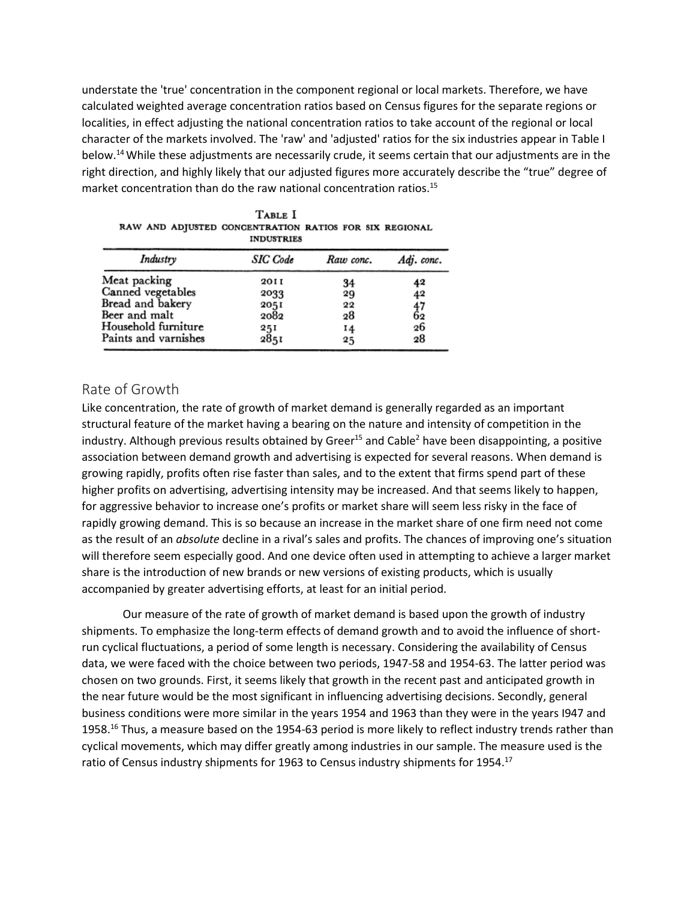understate the 'true' concentration in the component regional or local markets. Therefore, we have calculated weighted average concentration ratios based on Census figures for the separate regions or localities, in effect adjusting the national concentration ratios to take account of the regional or local character of the markets involved. The 'raw' and 'adjusted' ratios for the six industries appear in Table I below.[14] While these adjustments are necessarily crude, it seems certain that our adjustments are in the right direction, and highly likely that our adjusted figures more accurately describe the "true" degree of market concentration than do the raw national concentration ratios.[15]

TABLE I
RAW AND ADJUSTED CONCENTRATION RATIOS FOR SIX REGIONAL INDUSTRIES

| *Industry* | *SIC Code* | *Raw conc.* | *Adj. conc.* |
|---|---|---|---|
| Meat packing | 2011 | 34 | 42 |
| Canned vegetables | 2033 | 29 | 42 |
| Bread and bakery | 2051 | 22 | 47 |
| Beer and malt | 2082 | 28 | 62 |
| Household furniture | 251 | 14 | 26 |
| Paints and varnishes | 2851 | 25 | 28 |

## Rate of Growth

Like concentration, the rate of growth of market demand is generally regarded as an important structural feature of the market having a bearing on the nature and intensity of competition in the industry. Although previous results obtained by Greer[15] and Cable[2] have been disappointing, a positive association between demand growth and advertising is expected for several reasons. When demand is growing rapidly, profits often rise faster than sales, and to the extent that firms spend part of these higher profits on advertising, advertising intensity may be increased. And that seems likely to happen, for aggressive behavior to increase one's profits or market share will seem less risky in the face of rapidly growing demand. This is so because an increase in the market share of one firm need not come as the result of an *absolute* decline in a rival's sales and profits. The chances of improving one's situation will therefore seem especially good. And one device often used in attempting to achieve a larger market share is the introduction of new brands or new versions of existing products, which is usually accompanied by greater advertising efforts, at least for an initial period.

Our measure of the rate of growth of market demand is based upon the growth of industry shipments. To emphasize the long-term effects of demand growth and to avoid the influence of short-run cyclical fluctuations, a period of some length is necessary. Considering the availability of Census data, we were faced with the choice between two periods, 1947-58 and 1954-63. The latter period was chosen on two grounds. First, it seems likely that growth in the recent past and anticipated growth in the near future would be the most significant in influencing advertising decisions. Secondly, general business conditions were more similar in the years 1954 and 1963 than they were in the years I947 and 1958.[16] Thus, a measure based on the 1954-63 period is more likely to reflect industry trends rather than cyclical movements, which may differ greatly among industries in our sample. The measure used is the ratio of Census industry shipments for 1963 to Census industry shipments for 1954.[17]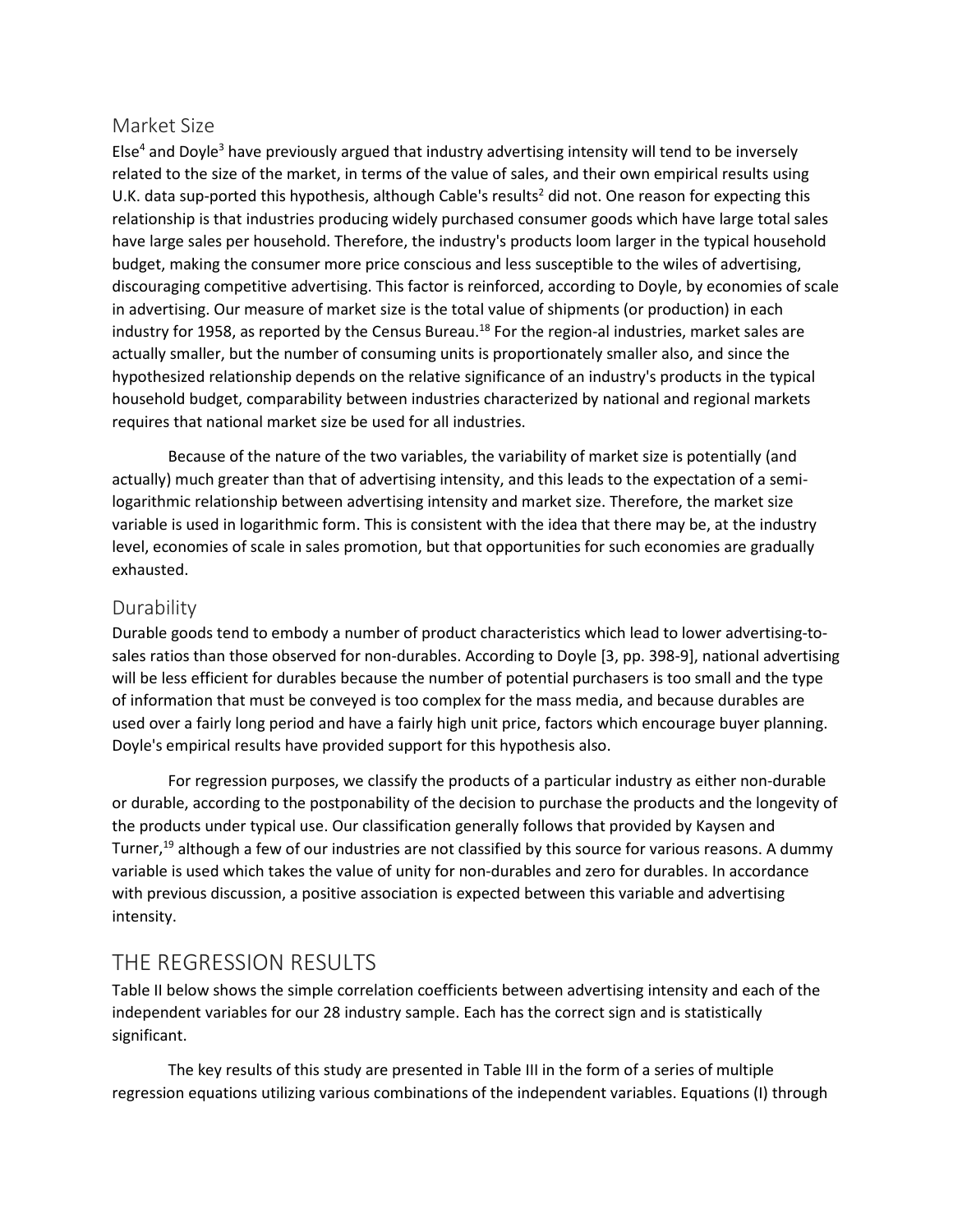## Market Size

Else[4] and Doyle[3] have previously argued that industry advertising intensity will tend to be inversely related to the size of the market, in terms of the value of sales, and their own empirical results using U.K. data sup-ported this hypothesis, although Cable's results[2] did not. One reason for expecting this relationship is that industries producing widely purchased consumer goods which have large total sales have large sales per household. Therefore, the industry's products loom larger in the typical household budget, making the consumer more price conscious and less susceptible to the wiles of advertising, discouraging competitive advertising. This factor is reinforced, according to Doyle, by economies of scale in advertising. Our measure of market size is the total value of shipments (or production) in each industry for 1958, as reported by the Census Bureau.[18] For the region-al industries, market sales are actually smaller, but the number of consuming units is proportionately smaller also, and since the hypothesized relationship depends on the relative significance of an industry's products in the typical household budget, comparability between industries characterized by national and regional markets requires that national market size be used for all industries.

Because of the nature of the two variables, the variability of market size is potentially (and actually) much greater than that of advertising intensity, and this leads to the expectation of a semi-logarithmic relationship between advertising intensity and market size. Therefore, the market size variable is used in logarithmic form. This is consistent with the idea that there may be, at the industry level, economies of scale in sales promotion, but that opportunities for such economies are gradually exhausted.

## Durability

Durable goods tend to embody a number of product characteristics which lead to lower advertising-to-sales ratios than those observed for non-durables. According to Doyle [3, pp. 398-9], national advertising will be less efficient for durables because the number of potential purchasers is too small and the type of information that must be conveyed is too complex for the mass media, and because durables are used over a fairly long period and have a fairly high unit price, factors which encourage buyer planning. Doyle's empirical results have provided support for this hypothesis also.

For regression purposes, we classify the products of a particular industry as either non-durable or durable, according to the postponability of the decision to purchase the products and the longevity of the products under typical use. Our classification generally follows that provided by Kaysen and Turner,[19] although a few of our industries are not classified by this source for various reasons. A dummy variable is used which takes the value of unity for non-durables and zero for durables. In accordance with previous discussion, a positive association is expected between this variable and advertising intensity.

# THE REGRESSION RESULTS

Table II below shows the simple correlation coefficients between advertising intensity and each of the independent variables for our 28 industry sample. Each has the correct sign and is statistically significant.

The key results of this study are presented in Table III in the form of a series of multiple regression equations utilizing various combinations of the independent variables. Equations (I) through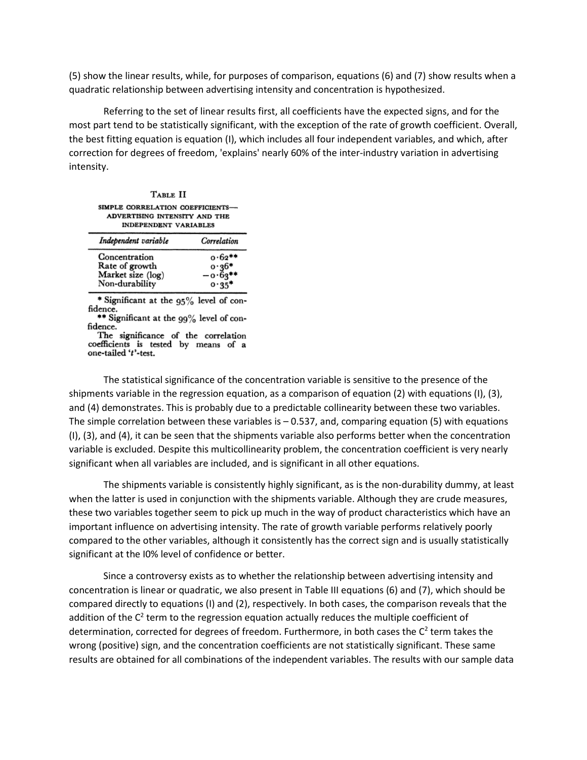(5) show the linear results, while, for purposes of comparison, equations (6) and (7) show results when a quadratic relationship between advertising intensity and concentration is hypothesized.

Referring to the set of linear results first, all coefficients have the expected signs, and for the most part tend to be statistically significant, with the exception of the rate of growth coefficient. Overall, the best fitting equation is equation (I), which includes all four independent variables, and which, after correction for degrees of freedom, 'explains' nearly 60% of the inter-industry variation in advertising intensity.

TABLE II

SIMPLE CORRELATION COEFFICIENTS—ADVERTISING INTENSITY AND THE INDEPENDENT VARIABLES

| *Independent variable* | *Correlation* |
|---|---|
| Concentration | 0·62** |
| Rate of growth | 0·36* |
| Market size (log) | −0·63** |
| Non-durability | 0·35* |

\* Significant at the 95% level of confidence.
\*\* Significant at the 99% level of confidence.
The significance of the correlation coefficients is tested by means of a one-tailed '*t*'-test.

The statistical significance of the concentration variable is sensitive to the presence of the shipments variable in the regression equation, as a comparison of equation (2) with equations (I), (3), and (4) demonstrates. This is probably due to a predictable collinearity between these two variables. The simple correlation between these variables is – 0.537, and, comparing equation (5) with equations (I), (3), and (4), it can be seen that the shipments variable also performs better when the concentration variable is excluded. Despite this multicollinearity problem, the concentration coefficient is very nearly significant when all variables are included, and is significant in all other equations.

The shipments variable is consistently highly significant, as is the non-durability dummy, at least when the latter is used in conjunction with the shipments variable. Although they are crude measures, these two variables together seem to pick up much in the way of product characteristics which have an important influence on advertising intensity. The rate of growth variable performs relatively poorly compared to the other variables, although it consistently has the correct sign and is usually statistically significant at the I0% level of confidence or better.

Since a controversy exists as to whether the relationship between advertising intensity and concentration is linear or quadratic, we also present in Table III equations (6) and (7), which should be compared directly to equations (I) and (2), respectively. In both cases, the comparison reveals that the addition of the $C^2$ term to the regression equation actually reduces the multiple coefficient of determination, corrected for degrees of freedom. Furthermore, in both cases the $C^2$ term takes the wrong (positive) sign, and the concentration coefficients are not statistically significant. These same results are obtained for all combinations of the independent variables. The results with our sample data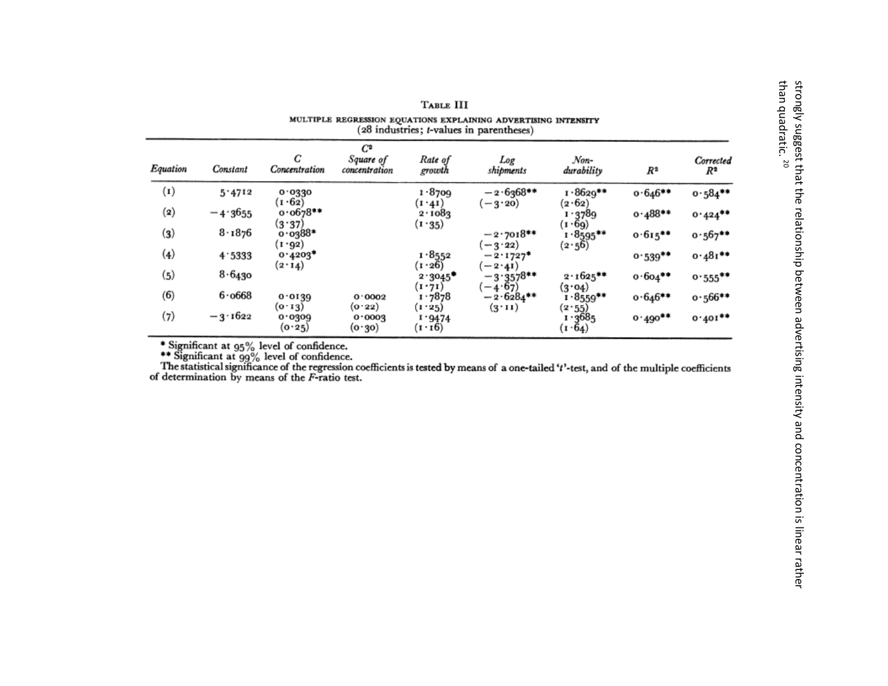strongly suggest that the relationship between advertising intensity and concentration is linear rather than quadratic.[20]

TABLE III

MULTIPLE REGRESSION EQUATIONS EXPLAINING ADVERTISING INTENSITY
(28 industries; $t$-values in parentheses)

| Equation | Constant | $C$ Concentration | $C^2$ Square of concentration | Rate of growth | Log shipments | Non-durability | $R^2$ | Corrected $R^2$ |
|---|---|---|---|---|---|---|---|---|
| (1) | 5·4712 | 0·0330 (1·62) | | 1·8709 (1·41) | −2·6368** (−3·20) | 1·8629** (2·62) | 0·646** | 0·584** |
| (2) | −4·3655 | 0·0678** (3·37) | | 2·1083 (1·35) | | 1·3789 (1·69) | 0·488** | 0·424** |
| (3) | 8·1876 | 0·0388* (1·92) | | | −2·7018** (−3·22) | 1·8595** (2·56) | 0·615** | 0·567** |
| (4) | 4·5333 | 0·4203* (2·14) | | 1·8552 (1·26) | −2·1727* (−2·41) | | 0·539** | 0·481** |
| (5) | 8·6430 | | | 2·3045* (1·71) | −3·3578** (−4·67) | 2·1625** (3·04) | 0·604** | 0·555** |
| (6) | 6·0668 | 0·0139 (0·13) | 0·0002 (0·22) | 1·7878 (1·25) | −2·6284** (3·11) | 1·8559** (2·55) | 0·646** | 0·566** |
| (7) | −3·1622 | 0·0309 (0·25) | 0·0003 (0·30) | 1·9474 (1·16) | | 1·3685 (1·64) | 0·490** | 0·401** |

\* Significant at 95% level of confidence.
\** Significant at 99% level of confidence.
The statistical significance of the regression coefficients is tested by means of a one-tailed '$t$'-test, and of the multiple coefficients of determination by means of the $F$-ratio test.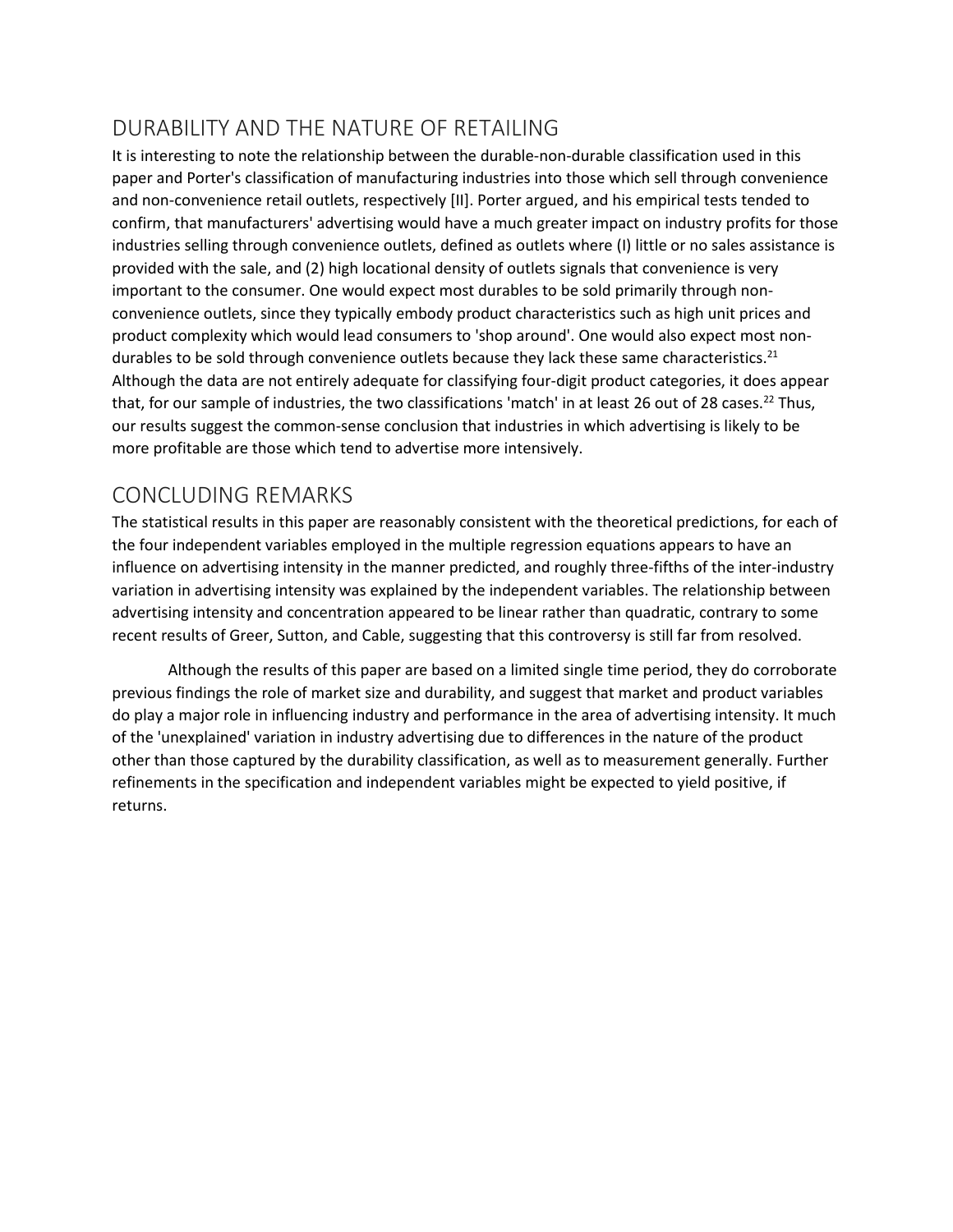## DURABILITY AND THE NATURE OF RETAILING

It is interesting to note the relationship between the durable-non-durable classification used in this paper and Porter's classification of manufacturing industries into those which sell through convenience and non-convenience retail outlets, respectively [II]. Porter argued, and his empirical tests tended to confirm, that manufacturers' advertising would have a much greater impact on industry profits for those industries selling through convenience outlets, defined as outlets where (I) little or no sales assistance is provided with the sale, and (2) high locational density of outlets signals that convenience is very important to the consumer. One would expect most durables to be sold primarily through non-convenience outlets, since they typically embody product characteristics such as high unit prices and product complexity which would lead consumers to 'shop around'. One would also expect most non-durables to be sold through convenience outlets because they lack these same characteristics.[21] Although the data are not entirely adequate for classifying four-digit product categories, it does appear that, for our sample of industries, the two classifications 'match' in at least 26 out of 28 cases.[22] Thus, our results suggest the common-sense conclusion that industries in which advertising is likely to be more profitable are those which tend to advertise more intensively.

## CONCLUDING REMARKS

The statistical results in this paper are reasonably consistent with the theoretical predictions, for each of the four independent variables employed in the multiple regression equations appears to have an influence on advertising intensity in the manner predicted, and roughly three-fifths of the inter-industry variation in advertising intensity was explained by the independent variables. The relationship between advertising intensity and concentration appeared to be linear rather than quadratic, contrary to some recent results of Greer, Sutton, and Cable, suggesting that this controversy is still far from resolved.

Although the results of this paper are based on a limited single time period, they do corroborate previous findings the role of market size and durability, and suggest that market and product variables do play a major role in influencing industry and performance in the area of advertising intensity. It much of the 'unexplained' variation in industry advertising due to differences in the nature of the product other than those captured by the durability classification, as well as to measurement generally. Further refinements in the specification and independent variables might be expected to yield positive, if returns.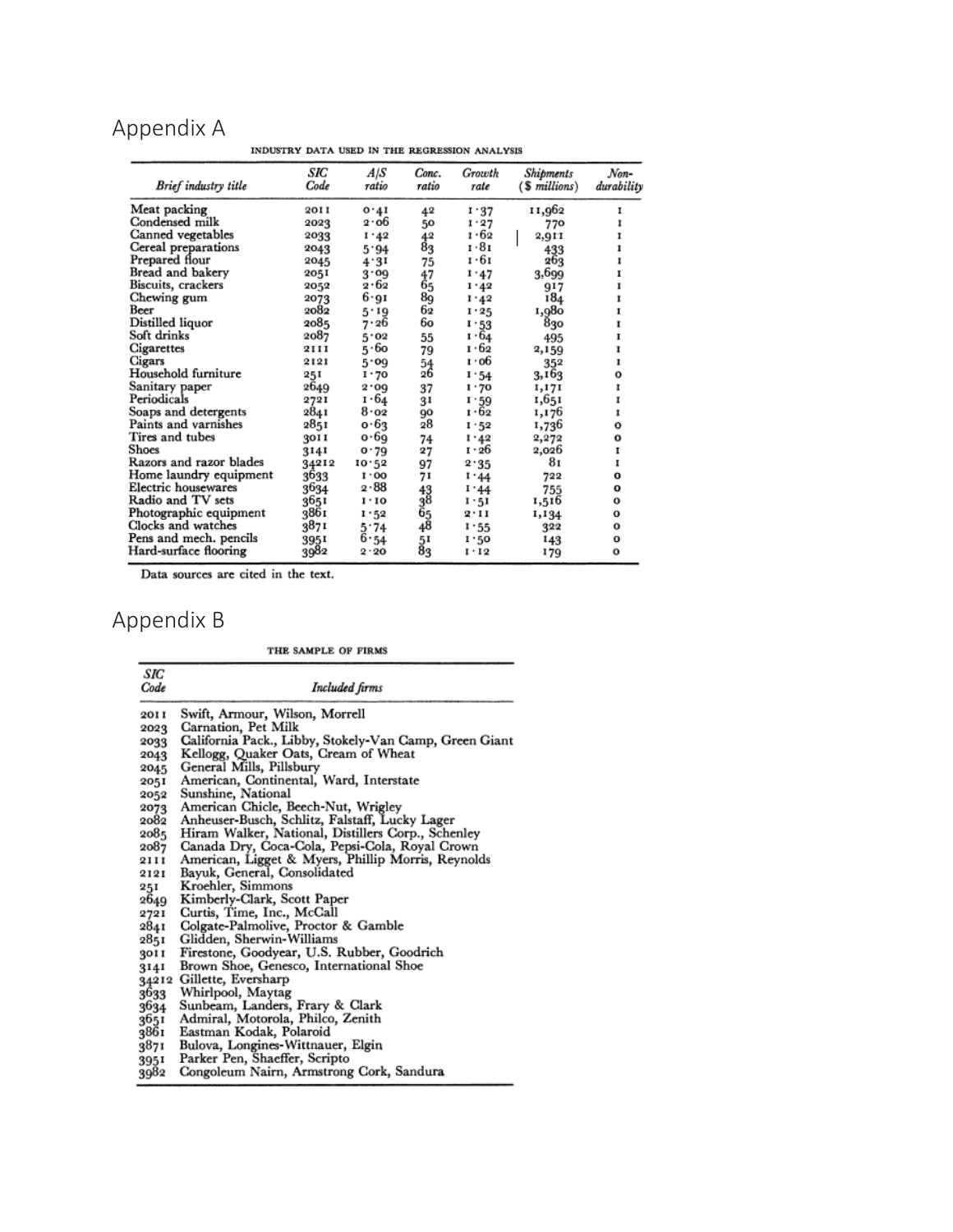## Appendix A

INDUSTRY DATA USED IN THE REGRESSION ANALYSIS

| *Brief industry title* | *SIC Code* | *A/S ratio* | *Conc. ratio* | *Growth rate* | *Shipments ($ millions)* | *Non-durability* |
|---|---|---|---|---|---|---|
| Meat packing | 2011 | 0·41 | 42 | 1·37 | 11,962 | 1 |
| Condensed milk | 2023 | 2·06 | 50 | 1·27 | 770 | 1 |
| Canned vegetables | 2033 | 1·42 | 42 | 1·62 | 2,911 | 1 |
| Cereal preparations | 2043 | 5·94 | 83 | 1·81 | 433 | 1 |
| Prepared flour | 2045 | 4·31 | 75 | 1·61 | 263 | 1 |
| Bread and bakery | 2051 | 3·09 | 47 | 1·47 | 3,699 | 1 |
| Biscuits, crackers | 2052 | 2·62 | 65 | 1·42 | 917 | 1 |
| Chewing gum | 2073 | 6·91 | 89 | 1·42 | 184 | 1 |
| Beer | 2082 | 5·19 | 62 | 1·25 | 1,980 | 1 |
| Distilled liquor | 2085 | 7·26 | 60 | 1·53 | 830 | 1 |
| Soft drinks | 2087 | 5·02 | 55 | 1·64 | 495 | 1 |
| Cigarettes | 2111 | 5·60 | 79 | 1·62 | 2,159 | 1 |
| Cigars | 2121 | 5·09 | 54 | 1·06 | 352 | 1 |
| Household furniture | 251 | 1·70 | 26 | 1·54 | 3,163 | 0 |
| Sanitary paper | 2649 | 2·09 | 37 | 1·70 | 1,171 | 1 |
| Periodicals | 2721 | 1·64 | 31 | 1·59 | 1,651 | 1 |
| Soaps and detergents | 2841 | 8·02 | 90 | 1·62 | 1,176 | 1 |
| Paints and varnishes | 2851 | 0·63 | 28 | 1·52 | 1,736 | 0 |
| Tires and tubes | 3011 | 0·69 | 74 | 1·42 | 2,272 | 0 |
| Shoes | 3141 | 0·79 | 27 | 1·26 | 2,026 | 1 |
| Razors and razor blades | 34212 | 10·52 | 97 | 2·35 | 81 | 1 |
| Home laundry equipment | 3633 | 1·00 | 71 | 1·44 | 722 | 0 |
| Electric housewares | 3634 | 2·88 | 43 | 1·44 | 755 | 0 |
| Radio and TV sets | 3651 | 1·10 | 38 | 1·51 | 1,516 | 0 |
| Photographic equipment | 3861 | 1·52 | 65 | 2·11 | 1,134 | 0 |
| Clocks and watches | 3871 | 5·74 | 48 | 1·55 | 322 | 0 |
| Pens and mech. pencils | 3951 | 6·54 | 51 | 1·50 | 143 | 0 |
| Hard-surface flooring | 3982 | 2·20 | 83 | 1·12 | 179 | 0 |

Data sources are cited in the text.

## Appendix B

THE SAMPLE OF FIRMS

| *SIC Code* | *Included firms* |
|---|---|
| 2011 | Swift, Armour, Wilson, Morrell |
| 2023 | Carnation, Pet Milk |
| 2033 | California Pack., Libby, Stokely-Van Camp, Green Giant |
| 2043 | Kellogg, Quaker Oats, Cream of Wheat |
| 2045 | General Mills, Pillsbury |
| 2051 | American, Continental, Ward, Interstate |
| 2052 | Sunshine, National |
| 2073 | American Chicle, Beech-Nut, Wrigley |
| 2082 | Anheuser-Busch, Schlitz, Falstaff, Lucky Lager |
| 2085 | Hiram Walker, National, Distillers Corp., Schenley |
| 2087 | Canada Dry, Coca-Cola, Pepsi-Cola, Royal Crown |
| 2111 | American, Ligget & Myers, Phillip Morris, Reynolds |
| 2121 | Bayuk, General, Consolidated |
| 251 | Kroehler, Simmons |
| 2649 | Kimberly-Clark, Scott Paper |
| 2721 | Curtis, Time, Inc., McCall |
| 2841 | Colgate-Palmolive, Proctor & Gamble |
| 2851 | Glidden, Sherwin-Williams |
| 3011 | Firestone, Goodyear, U.S. Rubber, Goodrich |
| 3141 | Brown Shoe, Genesco, International Shoe |
| 34212 | Gillette, Eversharp |
| 3633 | Whirlpool, Maytag |
| 3634 | Sunbeam, Landers, Frary & Clark |
| 3651 | Admiral, Motorola, Philco, Zenith |
| 3861 | Eastman Kodak, Polaroid |
| 3871 | Bulova, Longines-Wittnauer, Elgin |
| 3951 | Parker Pen, Shaeffer, Scripto |
| 3982 | Congoleum Nairn, Armstrong Cork, Sandura |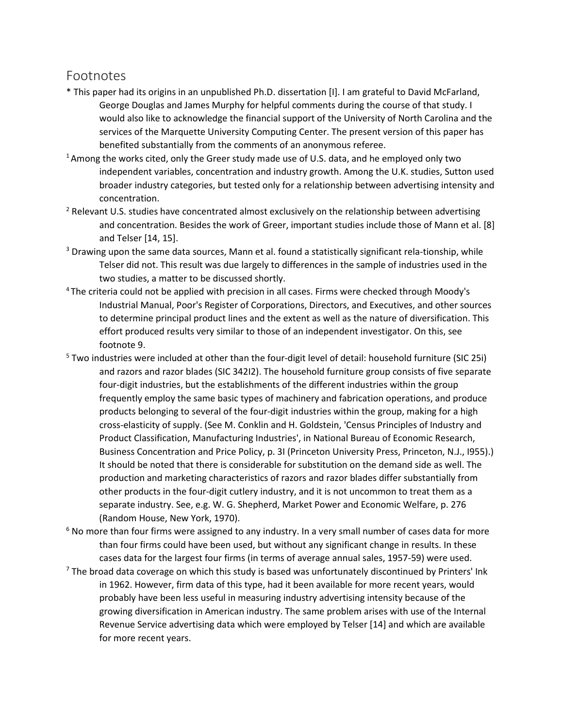## Footnotes

\* This paper had its origins in an unpublished Ph.D. dissertation [I]. I am grateful to David McFarland, George Douglas and James Murphy for helpful comments during the course of that study. I would also like to acknowledge the financial support of the University of North Carolina and the services of the Marquette University Computing Center. The present version of this paper has benefited substantially from the comments of an anonymous referee.

[1] Among the works cited, only the Greer study made use of U.S. data, and he employed only two independent variables, concentration and industry growth. Among the U.K. studies, Sutton used broader industry categories, but tested only for a relationship between advertising intensity and concentration.

[2] Relevant U.S. studies have concentrated almost exclusively on the relationship between advertising and concentration. Besides the work of Greer, important studies include those of Mann et al. [8] and Telser [14, 15].

[3] Drawing upon the same data sources, Mann et al. found a statistically significant rela-tionship, while Telser did not. This result was due largely to differences in the sample of industries used in the two studies, a matter to be discussed shortly.

[4] The criteria could not be applied with precision in all cases. Firms were checked through Moody's Industrial Manual, Poor's Register of Corporations, Directors, and Executives, and other sources to determine principal product lines and the extent as well as the nature of diversification. This effort produced results very similar to those of an independent investigator. On this, see footnote 9.

[5] Two industries were included at other than the four-digit level of detail: household furniture (SIC 25i) and razors and razor blades (SIC 342I2). The household furniture group consists of five separate four-digit industries, but the establishments of the different industries within the group frequently employ the same basic types of machinery and fabrication operations, and produce products belonging to several of the four-digit industries within the group, making for a high cross-elasticity of supply. (See M. Conklin and H. Goldstein, 'Census Principles of Industry and Product Classification, Manufacturing Industries', in National Bureau of Economic Research, Business Concentration and Price Policy, p. 3I (Princeton University Press, Princeton, N.J., I955).) It should be noted that there is considerable for substitution on the demand side as well. The production and marketing characteristics of razors and razor blades differ substantially from other products in the four-digit cutlery industry, and it is not uncommon to treat them as a separate industry. See, e.g. W. G. Shepherd, Market Power and Economic Welfare, p. 276 (Random House, New York, 1970).

[6] No more than four firms were assigned to any industry. In a very small number of cases data for more than four firms could have been used, but without any significant change in results. In these cases data for the largest four firms (in terms of average annual sales, 1957-59) were used.

[7] The broad data coverage on which this study is based was unfortunately discontinued by Printers' Ink in 1962. However, firm data of this type, had it been available for more recent years, would probably have been less useful in measuring industry advertising intensity because of the growing diversification in American industry. The same problem arises with use of the Internal Revenue Service advertising data which were employed by Telser [14] and which are available for more recent years.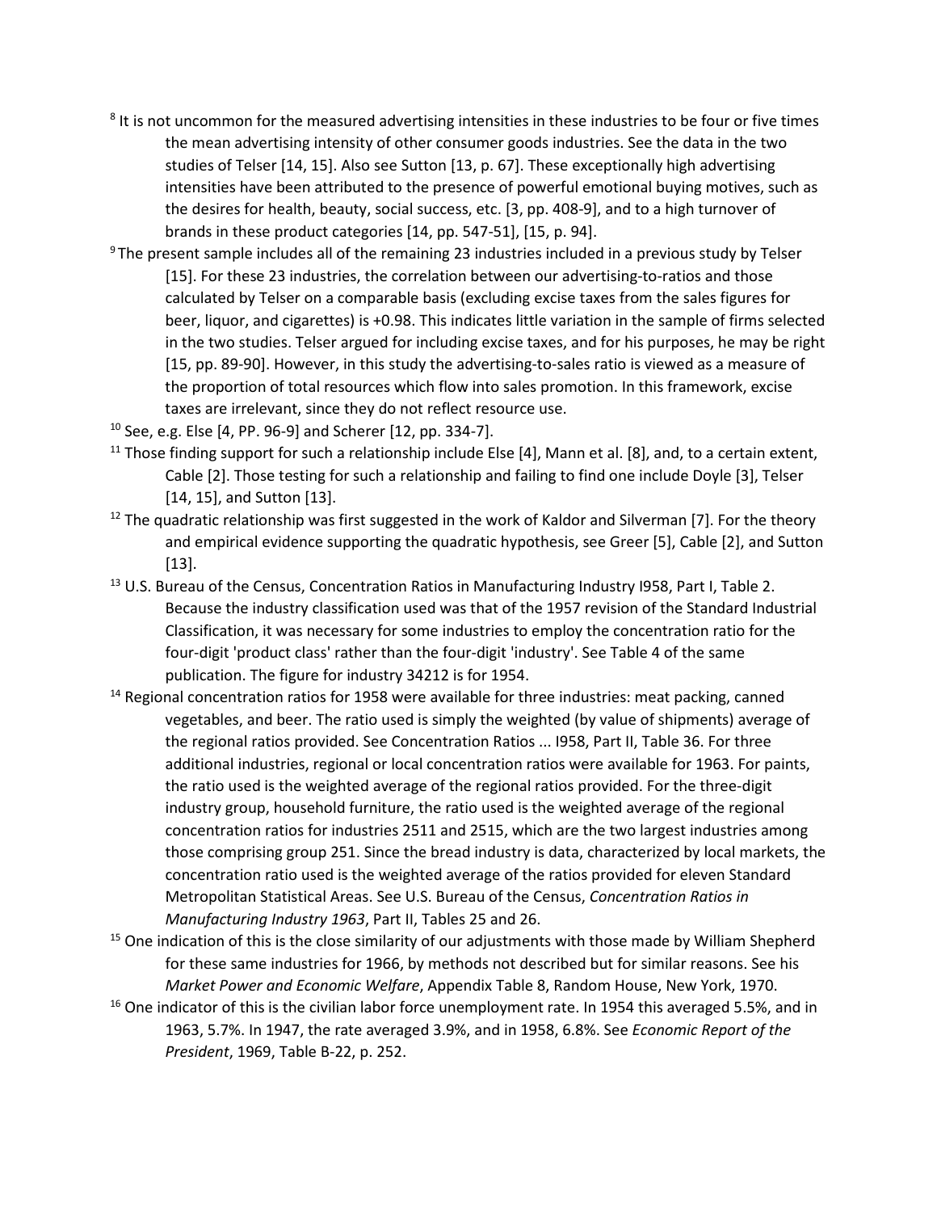[8] It is not uncommon for the measured advertising intensities in these industries to be four or five times the mean advertising intensity of other consumer goods industries. See the data in the two studies of Telser [14, 15]. Also see Sutton [13, p. 67]. These exceptionally high advertising intensities have been attributed to the presence of powerful emotional buying motives, such as the desires for health, beauty, social success, etc. [3, pp. 408-9], and to a high turnover of brands in these product categories [14, pp. 547-51], [15, p. 94].

[9] The present sample includes all of the remaining 23 industries included in a previous study by Telser [15]. For these 23 industries, the correlation between our advertising-to-ratios and those calculated by Telser on a comparable basis (excluding excise taxes from the sales figures for beer, liquor, and cigarettes) is +0.98. This indicates little variation in the sample of firms selected in the two studies. Telser argued for including excise taxes, and for his purposes, he may be right [15, pp. 89-90]. However, in this study the advertising-to-sales ratio is viewed as a measure of the proportion of total resources which flow into sales promotion. In this framework, excise taxes are irrelevant, since they do not reflect resource use.

[10] See, e.g. Else [4, PP. 96-9] and Scherer [12, pp. 334-7].

[11] Those finding support for such a relationship include Else [4], Mann et al. [8], and, to a certain extent, Cable [2]. Those testing for such a relationship and failing to find one include Doyle [3], Telser [14, 15], and Sutton [13].

[12] The quadratic relationship was first suggested in the work of Kaldor and Silverman [7]. For the theory and empirical evidence supporting the quadratic hypothesis, see Greer [5], Cable [2], and Sutton [13].

[13] U.S. Bureau of the Census, Concentration Ratios in Manufacturing Industry I958, Part I, Table 2. Because the industry classification used was that of the 1957 revision of the Standard Industrial Classification, it was necessary for some industries to employ the concentration ratio for the four-digit 'product class' rather than the four-digit 'industry'. See Table 4 of the same publication. The figure for industry 34212 is for 1954.

[14] Regional concentration ratios for 1958 were available for three industries: meat packing, canned vegetables, and beer. The ratio used is simply the weighted (by value of shipments) average of the regional ratios provided. See Concentration Ratios ... I958, Part II, Table 36. For three additional industries, regional or local concentration ratios were available for 1963. For paints, the ratio used is the weighted average of the regional ratios provided. For the three-digit industry group, household furniture, the ratio used is the weighted average of the regional concentration ratios for industries 2511 and 2515, which are the two largest industries among those comprising group 251. Since the bread industry is data, characterized by local markets, the concentration ratio used is the weighted average of the ratios provided for eleven Standard Metropolitan Statistical Areas. See U.S. Bureau of the Census, *Concentration Ratios in Manufacturing Industry 1963*, Part II, Tables 25 and 26.

[15] One indication of this is the close similarity of our adjustments with those made by William Shepherd for these same industries for 1966, by methods not described but for similar reasons. See his *Market Power and Economic Welfare*, Appendix Table 8, Random House, New York, 1970.

[16] One indicator of this is the civilian labor force unemployment rate. In 1954 this averaged 5.5%, and in 1963, 5.7%. In 1947, the rate averaged 3.9%, and in 1958, 6.8%. See *Economic Report of the President*, 1969, Table B-22, p. 252.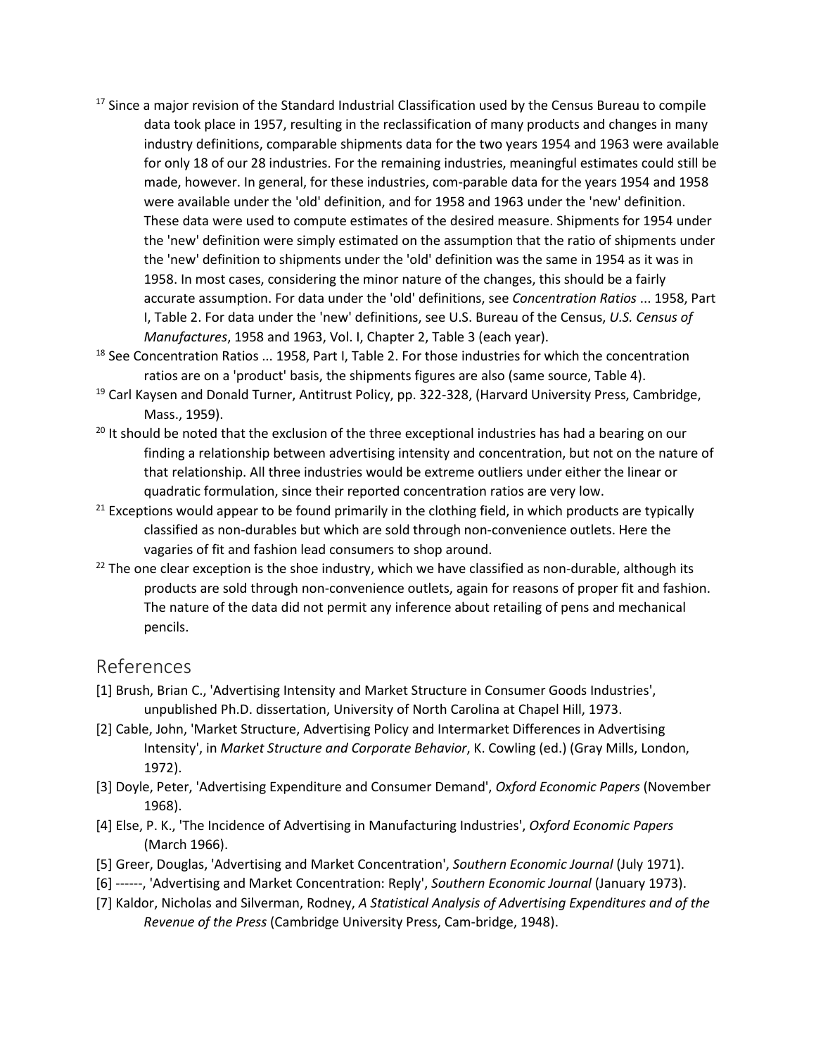[17] Since a major revision of the Standard Industrial Classification used by the Census Bureau to compile data took place in 1957, resulting in the reclassification of many products and changes in many industry definitions, comparable shipments data for the two years 1954 and 1963 were available for only 18 of our 28 industries. For the remaining industries, meaningful estimates could still be made, however. In general, for these industries, com-parable data for the years 1954 and 1958 were available under the 'old' definition, and for 1958 and 1963 under the 'new' definition. These data were used to compute estimates of the desired measure. Shipments for 1954 under the 'new' definition were simply estimated on the assumption that the ratio of shipments under the 'new' definition to shipments under the 'old' definition was the same in 1954 as it was in 1958. In most cases, considering the minor nature of the changes, this should be a fairly accurate assumption. For data under the 'old' definitions, see *Concentration Ratios* ... 1958, Part I, Table 2. For data under the 'new' definitions, see U.S. Bureau of the Census, *U.S. Census of Manufactures*, 1958 and 1963, Vol. I, Chapter 2, Table 3 (each year).

[18] See Concentration Ratios ... 1958, Part I, Table 2. For those industries for which the concentration ratios are on a 'product' basis, the shipments figures are also (same source, Table 4).

[19] Carl Kaysen and Donald Turner, Antitrust Policy, pp. 322-328, (Harvard University Press, Cambridge, Mass., 1959).

[20] It should be noted that the exclusion of the three exceptional industries has had a bearing on our finding a relationship between advertising intensity and concentration, but not on the nature of that relationship. All three industries would be extreme outliers under either the linear or quadratic formulation, since their reported concentration ratios are very low.

[21] Exceptions would appear to be found primarily in the clothing field, in which products are typically classified as non-durables but which are sold through non-convenience outlets. Here the vagaries of fit and fashion lead consumers to shop around.

[22] The one clear exception is the shoe industry, which we have classified as non-durable, although its products are sold through non-convenience outlets, again for reasons of proper fit and fashion. The nature of the data did not permit any inference about retailing of pens and mechanical pencils.

## References

[1] Brush, Brian C., 'Advertising Intensity and Market Structure in Consumer Goods Industries', unpublished Ph.D. dissertation, University of North Carolina at Chapel Hill, 1973.

[2] Cable, John, 'Market Structure, Advertising Policy and Intermarket Differences in Advertising Intensity', in *Market Structure and Corporate Behavior*, K. Cowling (ed.) (Gray Mills, London, 1972).

[3] Doyle, Peter, 'Advertising Expenditure and Consumer Demand', *Oxford Economic Papers* (November 1968).

[4] Else, P. K., 'The Incidence of Advertising in Manufacturing Industries', *Oxford Economic Papers* (March 1966).

[5] Greer, Douglas, 'Advertising and Market Concentration', *Southern Economic Journal* (July 1971).

[6] ------, 'Advertising and Market Concentration: Reply', *Southern Economic Journal* (January 1973).

[7] Kaldor, Nicholas and Silverman, Rodney, *A Statistical Analysis of Advertising Expenditures and of the Revenue of the Press* (Cambridge University Press, Cam-bridge, 1948).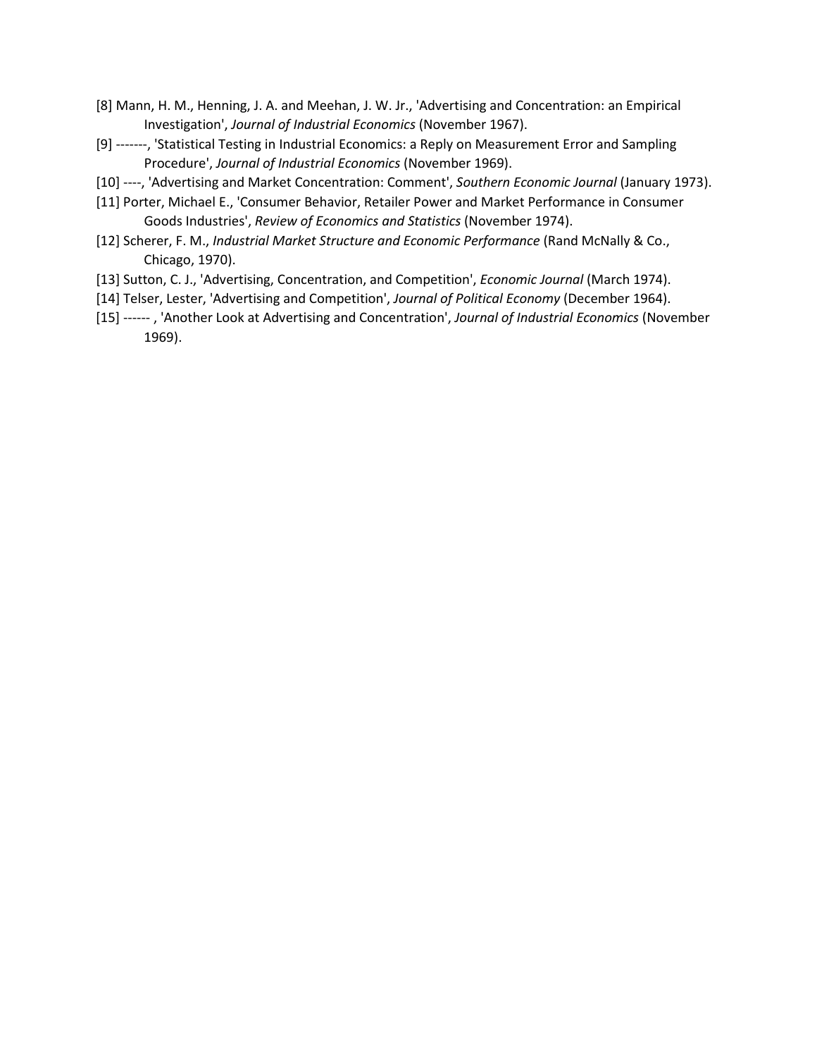[8] Mann, H. M., Henning, J. A. and Meehan, J. W. Jr., 'Advertising and Concentration: an Empirical Investigation', *Journal of Industrial Economics* (November 1967).

[9] -------, 'Statistical Testing in Industrial Economics: a Reply on Measurement Error and Sampling Procedure', *Journal of Industrial Economics* (November 1969).

[10] ----, 'Advertising and Market Concentration: Comment', *Southern Economic Journal* (January 1973).

[11] Porter, Michael E., 'Consumer Behavior, Retailer Power and Market Performance in Consumer Goods Industries', *Review of Economics and Statistics* (November 1974).

[12] Scherer, F. M., *Industrial Market Structure and Economic Performance* (Rand McNally & Co., Chicago, 1970).

[13] Sutton, C. J., 'Advertising, Concentration, and Competition', *Economic Journal* (March 1974).

[14] Telser, Lester, 'Advertising and Competition', *Journal of Political Economy* (December 1964).

[15] ------ , 'Another Look at Advertising and Concentration', *Journal of Industrial Economics* (November 1969).